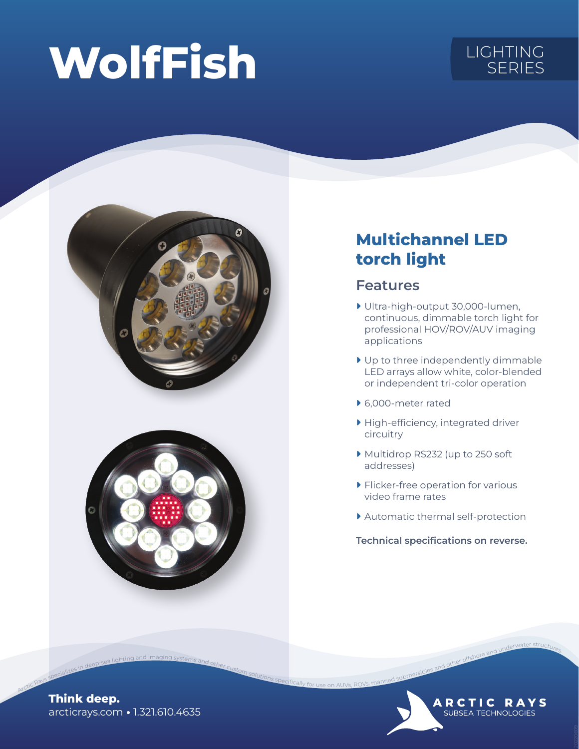# WolfFish

LIGHTING SERIES

## Multichannel LED torch light

### Features

- Ultra-high-output 30,000-lumen, continuous, dimmable torch light for professional HOV/ROV/AUV imaging applications
- Up to three independently dimmable LED arrays allow white, color-blended or independent tri-color operation
- 6,000-meter rated
- High-efficiency, integrated driver circuitry
- Multidrop RS232 (up to 250 soft addresses)
- Flicker-free operation for various video frame rates
- Automatic thermal self-protection

**Technical specifications on reverse.**

Arctic Rays specializes in deep-sea lighting and imaging systems and other custom solutions specifically for use on AUVs, ROVs, manned submersibles and other offshore and underwater structures

**Think deep.**
arcticrays.com • 1.321.610.4635

ARCTIC RAYS
SUBSEA TECHNOLOGIES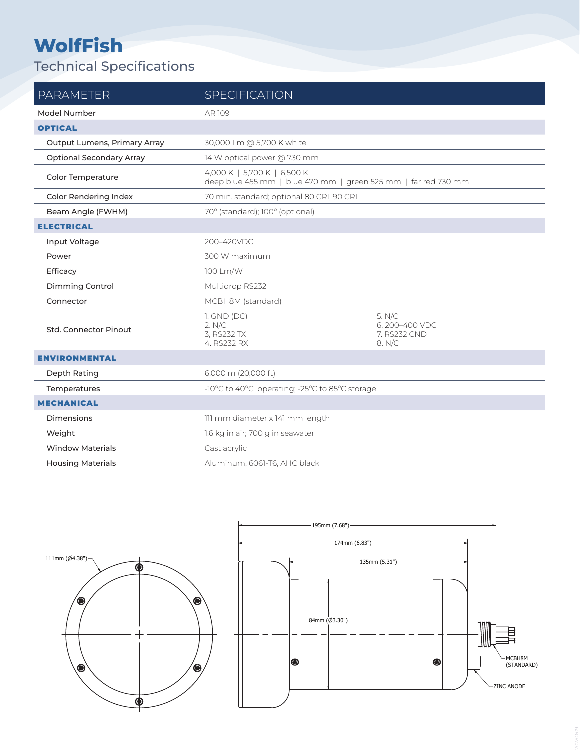# WolfFish

## Technical Specifications

| PARAMETER | SPECIFICATION |
|---|---|
| Model Number | AR 109 |
| **OPTICAL** | |
| Output Lumens, Primary Array | 30,000 Lm @ 5,700 K white |
| Optional Secondary Array | 14 W optical power @ 730 mm |
| Color Temperature | 4,000 K \| 5,700 K \| 6,500 K<br>deep blue 455 mm \| blue 470 mm \| green 525 mm \| far red 730 mm |
| Color Rendering Index | 70 min. standard; optional 80 CRI, 90 CRI |
| Beam Angle (FWHM) | 70° (standard); 100° (optional) |
| **ELECTRICAL** | |
| Input Voltage | 200–420VDC |
| Power | 300 W maximum |
| Efficacy | 100 Lm/W |
| Dimming Control | Multidrop RS232 |
| Connector | MCBH8M (standard) |
| Std. Connector Pinout | 1. GND (DC)<br>2. N/C<br>3. RS232 TX<br>4. RS232 RX<br>5. N/C<br>6. 200–400 VDC<br>7. RS232 CND<br>8. N/C |
| **ENVIRONMENTAL** | |
| Depth Rating | 6,000 m (20,000 ft) |
| Temperatures | -10°C to 40°C operating; -25°C to 85°C storage |
| **MECHANICAL** | |
| Dimensions | 111 mm diameter x 141 mm length |
| Weight | 1.6 kg in air; 700 g in seawater |
| Window Materials | Cast acrylic |
| Housing Materials | Aluminum, 6061-T6, AHC black |

111mm (Ø4.38")

195mm (7.68")

174mm (6.83")

135mm (5.31")

84mm (Ø3.30")

MCBH8M (STANDARD)

ZINC ANODE